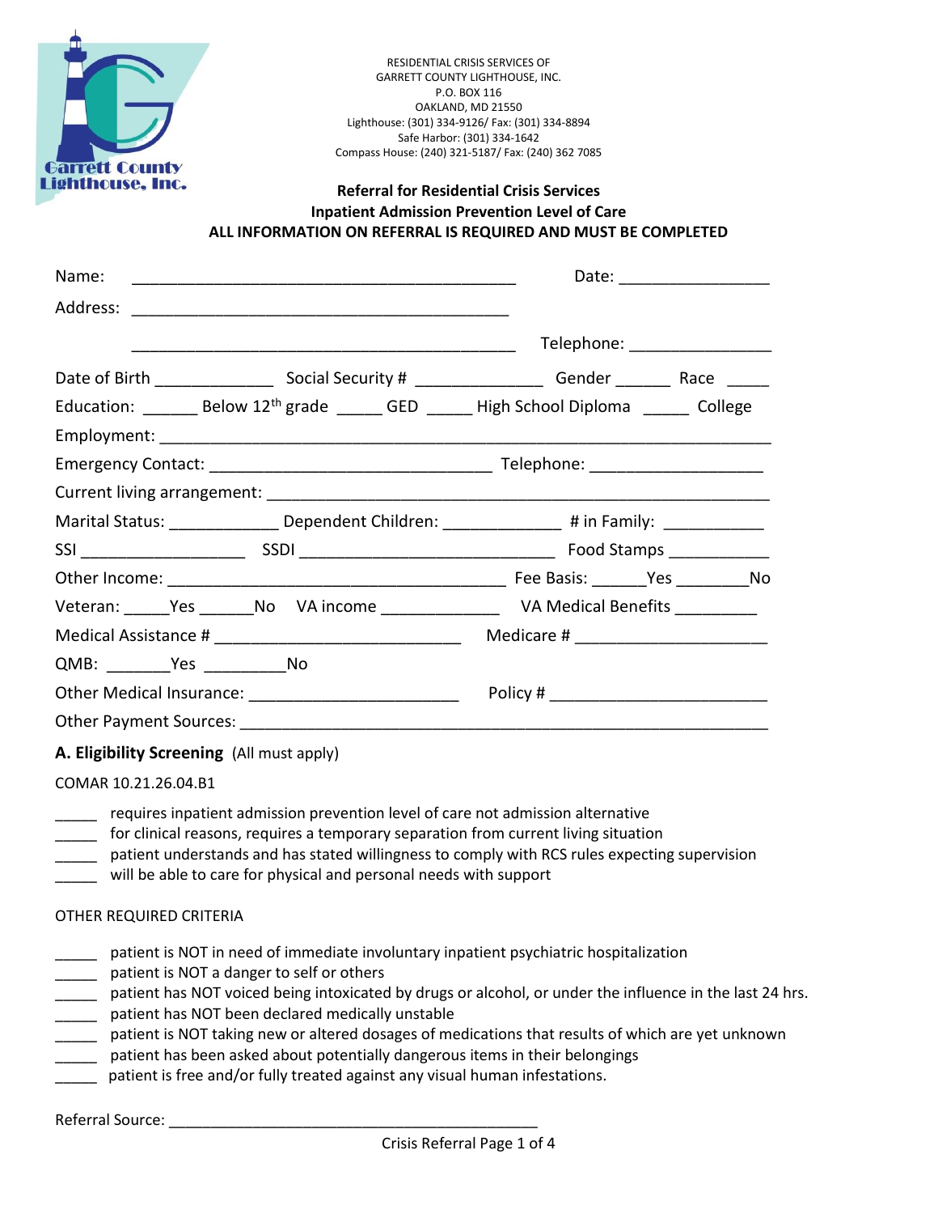Garrett County Lighthouse, Inc.

RESIDENTIAL CRISIS SERVICES OF
GARRETT COUNTY LIGHTHOUSE, INC.
P.O. BOX 116
OAKLAND, MD 21550
Lighthouse: (301) 334-9126/ Fax: (301) 334-8894
Safe Harbor: (301) 334-1642
Compass House: (240) 321-5187/ Fax: (240) 362 7085

**Referral for Residential Crisis Services**
**Inpatient Admission Prevention Level of Care**
**ALL INFORMATION ON REFERRAL IS REQUIRED AND MUST BE COMPLETED**

Name: ____________________________________________ Date: _________________

Address: ___________________________________________

___________________________________________ Telephone: ________________

Date of Birth _____________ Social Security # ______________ Gender ______ Race _____

Education: ______ Below 12th grade _____ GED _____ High School Diploma _____ College

Employment: _______________________________________________________________________

Emergency Contact: ________________________________ Telephone: ___________________

Current living arrangement: _________________________________________________________

Marital Status: ____________ Dependent Children: _____________ # in Family: ___________

SSI __________________ SSDI _____________________________ Food Stamps ___________

Other Income: ______________________________________ Fee Basis: ______Yes ________No

Veteran: _____Yes ______No VA income _____________ VA Medical Benefits _________

Medical Assistance # ___________________________ Medicare # _____________________

QMB: _______Yes _________No

Other Medical Insurance: _______________________ Policy # ________________________

Other Payment Sources: ____________________________________________________________

**A. Eligibility Screening** (All must apply)

COMAR 10.21.26.04.B1

_____ requires inpatient admission prevention level of care not admission alternative
_____ for clinical reasons, requires a temporary separation from current living situation
_____ patient understands and has stated willingness to comply with RCS rules expecting supervision
_____ will be able to care for physical and personal needs with support

OTHER REQUIRED CRITERIA

_____ patient is NOT in need of immediate involuntary inpatient psychiatric hospitalization
_____ patient is NOT a danger to self or others
_____ patient has NOT voiced being intoxicated by drugs or alcohol, or under the influence in the last 24 hrs.
_____ patient has NOT been declared medically unstable
_____ patient is NOT taking new or altered dosages of medications that results of which are yet unknown
_____ patient has been asked about potentially dangerous items in their belongings
_____ patient is free and/or fully treated against any visual human infestations.

Referral Source: ____________________________________________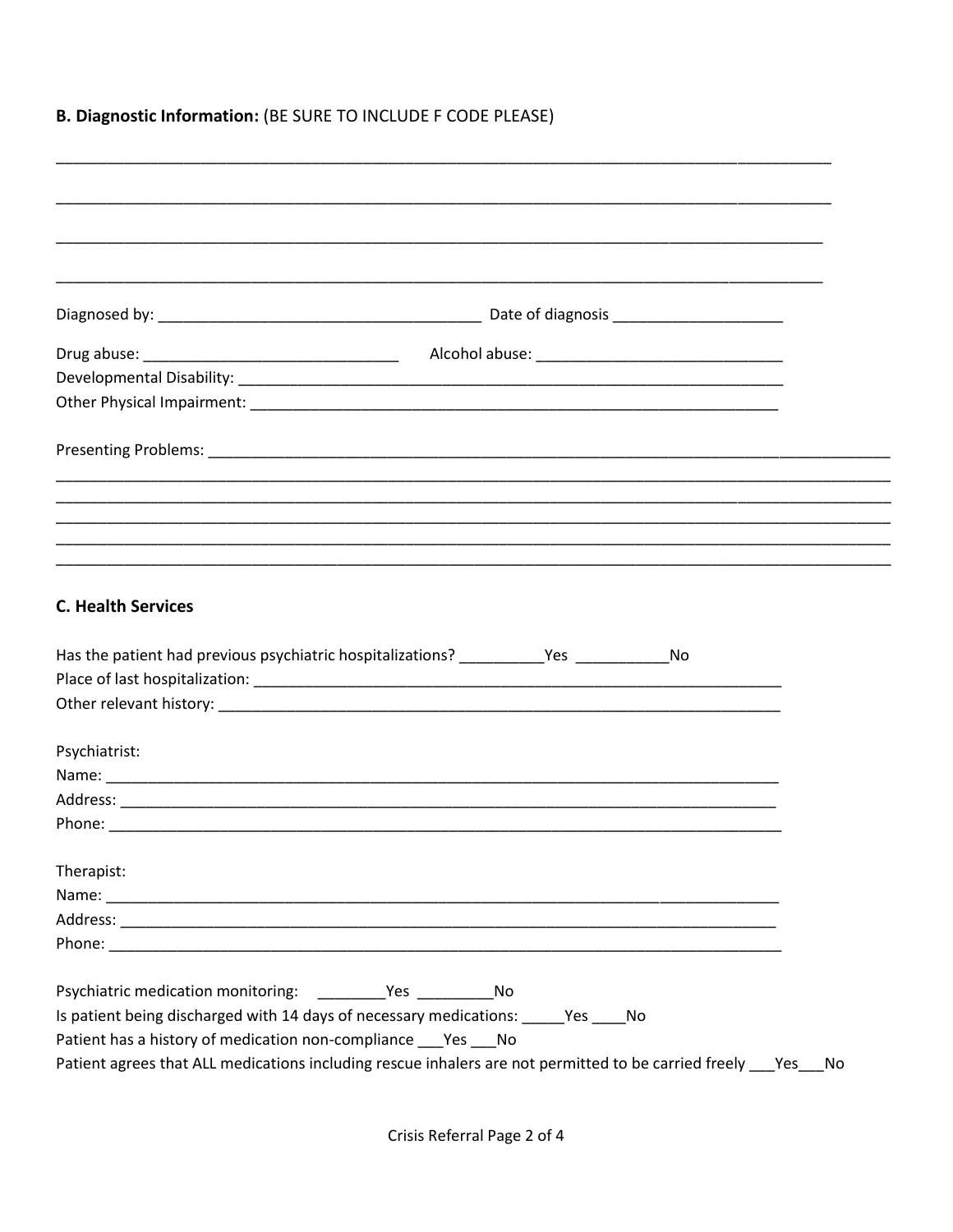**B. Diagnostic Information:** (BE SURE TO INCLUDE F CODE PLEASE)

\_\_\_\_\_\_\_\_\_\_\_\_\_\_\_\_\_\_\_\_\_\_\_\_\_\_\_\_\_\_\_\_\_\_\_\_\_\_\_\_\_\_\_\_\_\_\_\_\_\_\_\_\_\_\_\_\_\_\_\_\_\_\_\_\_\_\_\_\_\_\_\_\_\_\_\_\_\_\_\_\_\_\_\_\_\_\_\_\_\_\_\_

\_\_\_\_\_\_\_\_\_\_\_\_\_\_\_\_\_\_\_\_\_\_\_\_\_\_\_\_\_\_\_\_\_\_\_\_\_\_\_\_\_\_\_\_\_\_\_\_\_\_\_\_\_\_\_\_\_\_\_\_\_\_\_\_\_\_\_\_\_\_\_\_\_\_\_\_\_\_\_\_\_\_\_\_\_\_\_\_\_\_\_\_

\_\_\_\_\_\_\_\_\_\_\_\_\_\_\_\_\_\_\_\_\_\_\_\_\_\_\_\_\_\_\_\_\_\_\_\_\_\_\_\_\_\_\_\_\_\_\_\_\_\_\_\_\_\_\_\_\_\_\_\_\_\_\_\_\_\_\_\_\_\_\_\_\_\_\_\_\_\_\_\_\_\_\_\_\_\_\_\_\_\_\_\_

\_\_\_\_\_\_\_\_\_\_\_\_\_\_\_\_\_\_\_\_\_\_\_\_\_\_\_\_\_\_\_\_\_\_\_\_\_\_\_\_\_\_\_\_\_\_\_\_\_\_\_\_\_\_\_\_\_\_\_\_\_\_\_\_\_\_\_\_\_\_\_\_\_\_\_\_\_\_\_\_\_\_\_\_\_\_\_\_\_\_\_\_

Diagnosed by: \_\_\_\_\_\_\_\_\_\_\_\_\_\_\_\_\_\_\_\_\_\_\_\_\_\_\_\_\_\_\_\_\_\_\_\_\_\_\_ Date of diagnosis \_\_\_\_\_\_\_\_\_\_\_\_\_\_\_\_\_\_\_\_

Drug abuse: \_\_\_\_\_\_\_\_\_\_\_\_\_\_\_\_\_\_\_\_\_\_\_\_\_\_\_\_\_\_ Alcohol abuse: \_\_\_\_\_\_\_\_\_\_\_\_\_\_\_\_\_\_\_\_\_\_\_\_\_\_\_\_\_\_

Developmental Disability: \_\_\_\_\_\_\_\_\_\_\_\_\_\_\_\_\_\_\_\_\_\_\_\_\_\_\_\_\_\_\_\_\_\_\_\_\_\_\_\_\_\_\_\_\_\_\_\_\_\_\_\_\_\_\_\_\_\_\_\_\_\_\_\_\_\_\_\_

Other Physical Impairment: \_\_\_\_\_\_\_\_\_\_\_\_\_\_\_\_\_\_\_\_\_\_\_\_\_\_\_\_\_\_\_\_\_\_\_\_\_\_\_\_\_\_\_\_\_\_\_\_\_\_\_\_\_\_\_\_\_\_\_\_\_\_\_\_\_\_

Presenting Problems: \_\_\_\_\_\_\_\_\_\_\_\_\_\_\_\_\_\_\_\_\_\_\_\_\_\_\_\_\_\_\_\_\_\_\_\_\_\_\_\_\_\_\_\_\_\_\_\_\_\_\_\_\_\_\_\_\_\_\_\_\_\_\_\_\_\_\_\_\_\_\_\_\_\_\_\_\_\_\_\_

\_\_\_\_\_\_\_\_\_\_\_\_\_\_\_\_\_\_\_\_\_\_\_\_\_\_\_\_\_\_\_\_\_\_\_\_\_\_\_\_\_\_\_\_\_\_\_\_\_\_\_\_\_\_\_\_\_\_\_\_\_\_\_\_\_\_\_\_\_\_\_\_\_\_\_\_\_\_\_\_\_\_\_\_\_\_\_\_\_\_\_\_\_\_\_\_\_\_\_\_

\_\_\_\_\_\_\_\_\_\_\_\_\_\_\_\_\_\_\_\_\_\_\_\_\_\_\_\_\_\_\_\_\_\_\_\_\_\_\_\_\_\_\_\_\_\_\_\_\_\_\_\_\_\_\_\_\_\_\_\_\_\_\_\_\_\_\_\_\_\_\_\_\_\_\_\_\_\_\_\_\_\_\_\_\_\_\_\_\_\_\_\_\_\_\_\_\_\_\_\_

\_\_\_\_\_\_\_\_\_\_\_\_\_\_\_\_\_\_\_\_\_\_\_\_\_\_\_\_\_\_\_\_\_\_\_\_\_\_\_\_\_\_\_\_\_\_\_\_\_\_\_\_\_\_\_\_\_\_\_\_\_\_\_\_\_\_\_\_\_\_\_\_\_\_\_\_\_\_\_\_\_\_\_\_\_\_\_\_\_\_\_\_\_\_\_\_\_\_\_\_

\_\_\_\_\_\_\_\_\_\_\_\_\_\_\_\_\_\_\_\_\_\_\_\_\_\_\_\_\_\_\_\_\_\_\_\_\_\_\_\_\_\_\_\_\_\_\_\_\_\_\_\_\_\_\_\_\_\_\_\_\_\_\_\_\_\_\_\_\_\_\_\_\_\_\_\_\_\_\_\_\_\_\_\_\_\_\_\_\_\_\_\_\_\_\_\_\_\_\_\_

\_\_\_\_\_\_\_\_\_\_\_\_\_\_\_\_\_\_\_\_\_\_\_\_\_\_\_\_\_\_\_\_\_\_\_\_\_\_\_\_\_\_\_\_\_\_\_\_\_\_\_\_\_\_\_\_\_\_\_\_\_\_\_\_\_\_\_\_\_\_\_\_\_\_\_\_\_\_\_\_\_\_\_\_\_\_\_\_\_\_\_\_\_\_\_\_\_\_\_\_

## C. Health Services

Has the patient had previous psychiatric hospitalizations? \_\_\_\_\_\_\_\_\_\_Yes \_\_\_\_\_\_\_\_\_\_\_No

Place of last hospitalization: \_\_\_\_\_\_\_\_\_\_\_\_\_\_\_\_\_\_\_\_\_\_\_\_\_\_\_\_\_\_\_\_\_\_\_\_\_\_\_\_\_\_\_\_\_\_\_\_\_\_\_\_\_\_\_\_\_\_\_\_\_\_\_\_\_

Other relevant history: \_\_\_\_\_\_\_\_\_\_\_\_\_\_\_\_\_\_\_\_\_\_\_\_\_\_\_\_\_\_\_\_\_\_\_\_\_\_\_\_\_\_\_\_\_\_\_\_\_\_\_\_\_\_\_\_\_\_\_\_\_\_\_\_\_\_\_\_

Psychiatrist:

Name: \_\_\_\_\_\_\_\_\_\_\_\_\_\_\_\_\_\_\_\_\_\_\_\_\_\_\_\_\_\_\_\_\_\_\_\_\_\_\_\_\_\_\_\_\_\_\_\_\_\_\_\_\_\_\_\_\_\_\_\_\_\_\_\_\_\_\_\_\_\_\_\_\_\_\_\_\_\_\_

Address: \_\_\_\_\_\_\_\_\_\_\_\_\_\_\_\_\_\_\_\_\_\_\_\_\_\_\_\_\_\_\_\_\_\_\_\_\_\_\_\_\_\_\_\_\_\_\_\_\_\_\_\_\_\_\_\_\_\_\_\_\_\_\_\_\_\_\_\_\_\_\_\_\_\_\_\_\_

Phone: \_\_\_\_\_\_\_\_\_\_\_\_\_\_\_\_\_\_\_\_\_\_\_\_\_\_\_\_\_\_\_\_\_\_\_\_\_\_\_\_\_\_\_\_\_\_\_\_\_\_\_\_\_\_\_\_\_\_\_\_\_\_\_\_\_\_\_\_\_\_\_\_\_\_\_\_\_\_\_

Therapist:

Name: \_\_\_\_\_\_\_\_\_\_\_\_\_\_\_\_\_\_\_\_\_\_\_\_\_\_\_\_\_\_\_\_\_\_\_\_\_\_\_\_\_\_\_\_\_\_\_\_\_\_\_\_\_\_\_\_\_\_\_\_\_\_\_\_\_\_\_\_\_\_\_\_\_\_\_\_\_\_\_

Address: \_\_\_\_\_\_\_\_\_\_\_\_\_\_\_\_\_\_\_\_\_\_\_\_\_\_\_\_\_\_\_\_\_\_\_\_\_\_\_\_\_\_\_\_\_\_\_\_\_\_\_\_\_\_\_\_\_\_\_\_\_\_\_\_\_\_\_\_\_\_\_\_\_\_\_\_\_

Phone: \_\_\_\_\_\_\_\_\_\_\_\_\_\_\_\_\_\_\_\_\_\_\_\_\_\_\_\_\_\_\_\_\_\_\_\_\_\_\_\_\_\_\_\_\_\_\_\_\_\_\_\_\_\_\_\_\_\_\_\_\_\_\_\_\_\_\_\_\_\_\_\_\_\_\_\_\_\_\_

Psychiatric medication monitoring: \_\_\_\_\_\_\_\_Yes \_\_\_\_\_\_\_\_\_No

Is patient being discharged with 14 days of necessary medications: \_\_\_\_\_Yes \_\_\_\_No

Patient has a history of medication non-compliance \_\_\_Yes \_\_\_No

Patient agrees that ALL medications including rescue inhalers are not permitted to be carried freely \_\_\_Yes\_\_\_No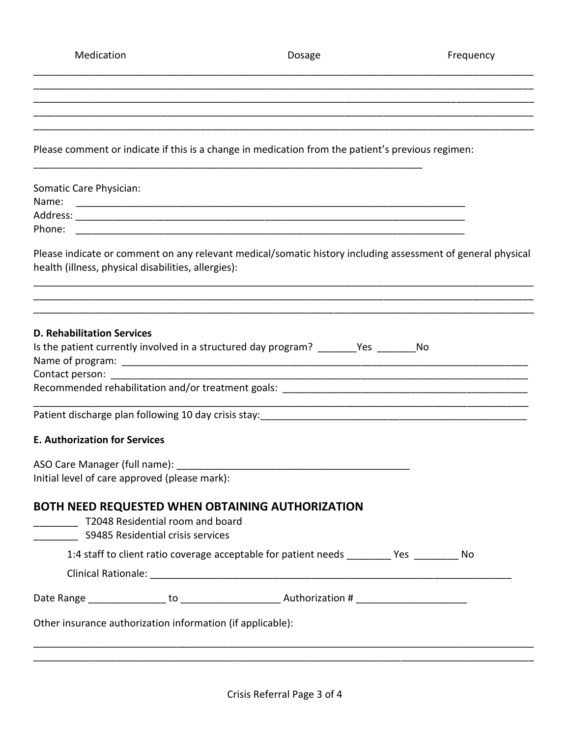| Medication | Dosage | Frequency |
|---|---|---|
| | | |
| | | |
| | | |
| | | |
| | | |

Please comment or indicate if this is a change in medication from the patient's previous regimen:

_______________________________________________________________________

Somatic Care Physician:
Name: _______________________________________________________________________
Address: _______________________________________________________________________
Phone: _______________________________________________________________________

Please indicate or comment on any relevant medical/somatic history including assessment of general physical health (illness, physical disabilities, allergies):

_______________________________________________________________________
_______________________________________________________________________
_______________________________________________________________________

**D. Rehabilitation Services**

Is the patient currently involved in a structured day program? _______Yes _______No
Name of program: _______________________________________________________________________
Contact person: _______________________________________________________________________
Recommended rehabilitation and/or treatment goals: ___________________________________________
_______________________________________________________________________
Patient discharge plan following 10 day crisis stay:___________________________________________

**E. Authorization for Services**

ASO Care Manager (full name): ___________________________________________
Initial level of care approved (please mark):

## BOTH NEED REQUESTED WHEN OBTAINING AUTHORIZATION

________ T2048 Residential room and board
________ S9485 Residential crisis services

1:4 staff to client ratio coverage acceptable for patient needs ________ Yes ________ No

Clinical Rationale: _______________________________________________________________________

Date Range ______________ to _________________ Authorization # ____________________

Other insurance authorization information (if applicable):

_______________________________________________________________________
_______________________________________________________________________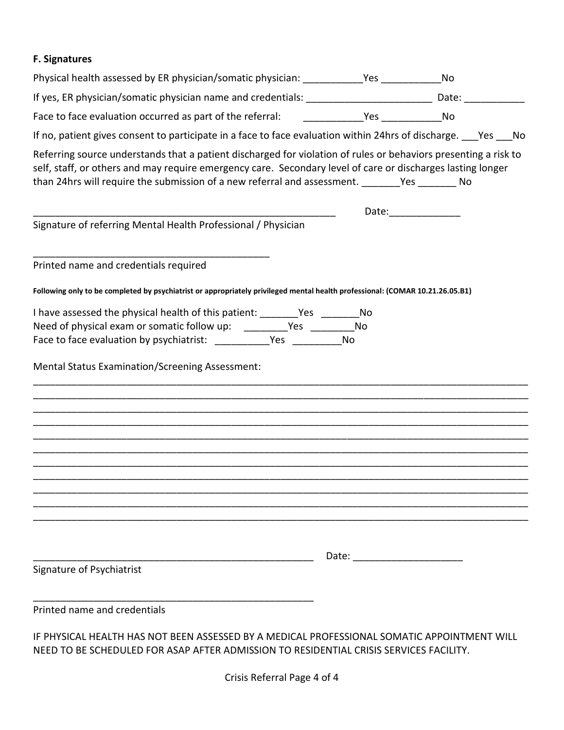**F. Signatures**

Physical health assessed by ER physician/somatic physician: ___________Yes ___________No

If yes, ER physician/somatic physician name and credentials: _______________________ Date: ___________

Face to face evaluation occurred as part of the referral: ___________Yes ___________No

If no, patient gives consent to participate in a face to face evaluation within 24hrs of discharge. ___Yes ___No

Referring source understands that a patient discharged for violation of rules or behaviors presenting a risk to self, staff, or others and may require emergency care. Secondary level of care or discharges lasting longer than 24hrs will require the submission of a new referral and assessment. _______Yes _______ No

_________________________________________________________ Date:_____________

Signature of referring Mental Health Professional / Physician

____________________________________________

Printed name and credentials required

**Following only to be completed by psychiatrist or appropriately privileged mental health professional: (COMAR 10.21.26.05.B1)**

I have assessed the physical health of this patient: _______Yes _______No

Need of physical exam or somatic follow up: ________Yes ________No

Face to face evaluation by psychiatrist: __________Yes _________No

Mental Status Examination/Screening Assessment:

_____________________________________________________________________________________________
_____________________________________________________________________________________________
_____________________________________________________________________________________________
_____________________________________________________________________________________________
_____________________________________________________________________________________________
_____________________________________________________________________________________________
_____________________________________________________________________________________________
_____________________________________________________________________________________________
_____________________________________________________________________________________________
_____________________________________________________________________________________________
_____________________________________________________________________________________________

____________________________________________________ Date: ____________________

Signature of Psychiatrist

____________________________________________________

Printed name and credentials

IF PHYSICAL HEALTH HAS NOT BEEN ASSESSED BY A MEDICAL PROFESSIONAL SOMATIC APPOINTMENT WILL NEED TO BE SCHEDULED FOR ASAP AFTER ADMISSION TO RESIDENTIAL CRISIS SERVICES FACILITY.